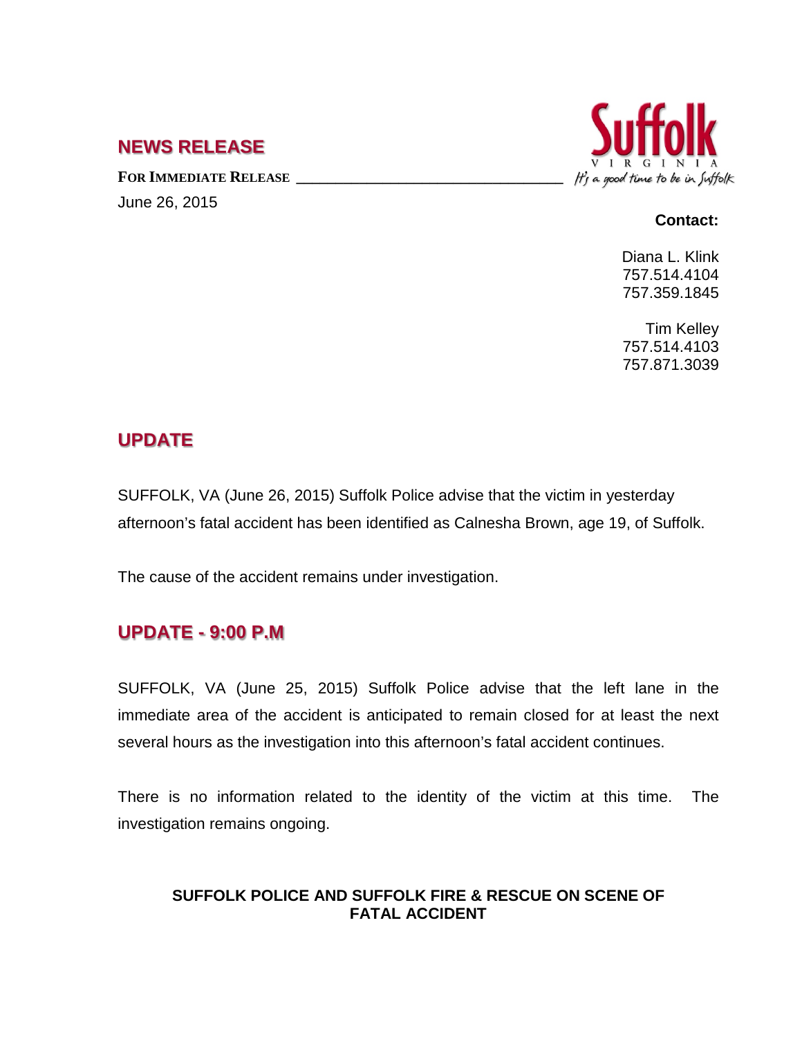# NEWS RELEASE

**FOR IMMEDIATE RELEASE**

June 26, 2015

Suffolk
VIRGINIA
It's a good time to be in Suffolk

**Contact:**

Diana L. Klink
757.514.4104
757.359.1845

Tim Kelley
757.514.4103
757.871.3039

## UPDATE

SUFFOLK, VA (June 26, 2015) Suffolk Police advise that the victim in yesterday afternoon's fatal accident has been identified as Calnesha Brown, age 19, of Suffolk.

The cause of the accident remains under investigation.

## UPDATE - 9:00 P.M

SUFFOLK, VA (June 25, 2015) Suffolk Police advise that the left lane in the immediate area of the accident is anticipated to remain closed for at least the next several hours as the investigation into this afternoon's fatal accident continues.

There is no information related to the identity of the victim at this time. The investigation remains ongoing.

**SUFFOLK POLICE AND SUFFOLK FIRE & RESCUE ON SCENE OF FATAL ACCIDENT**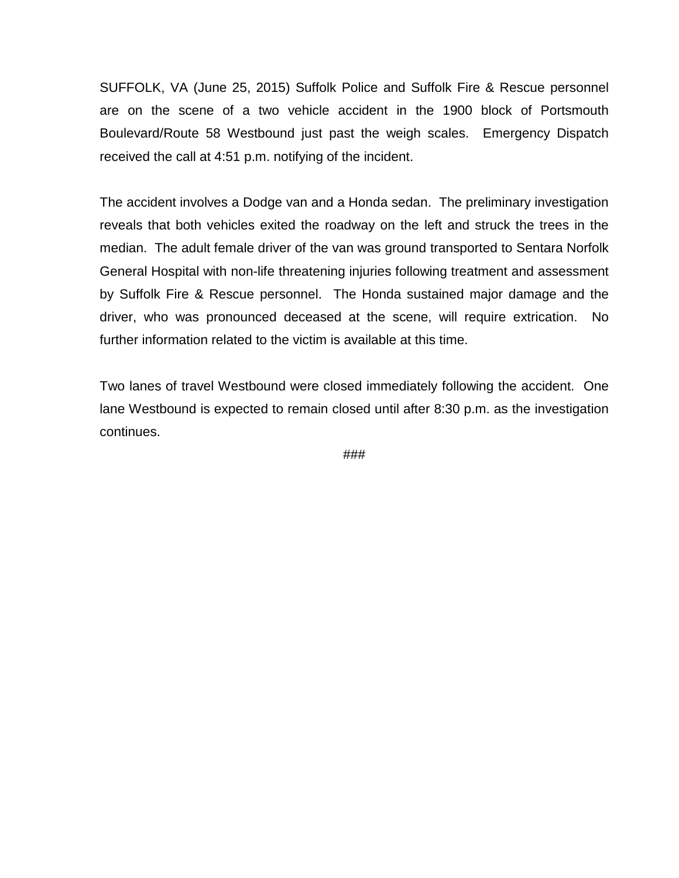SUFFOLK, VA (June 25, 2015) Suffolk Police and Suffolk Fire & Rescue personnel are on the scene of a two vehicle accident in the 1900 block of Portsmouth Boulevard/Route 58 Westbound just past the weigh scales. Emergency Dispatch received the call at 4:51 p.m. notifying of the incident.

The accident involves a Dodge van and a Honda sedan. The preliminary investigation reveals that both vehicles exited the roadway on the left and struck the trees in the median. The adult female driver of the van was ground transported to Sentara Norfolk General Hospital with non-life threatening injuries following treatment and assessment by Suffolk Fire & Rescue personnel. The Honda sustained major damage and the driver, who was pronounced deceased at the scene, will require extrication. No further information related to the victim is available at this time.

Two lanes of travel Westbound were closed immediately following the accident. One lane Westbound is expected to remain closed until after 8:30 p.m. as the investigation continues.

###